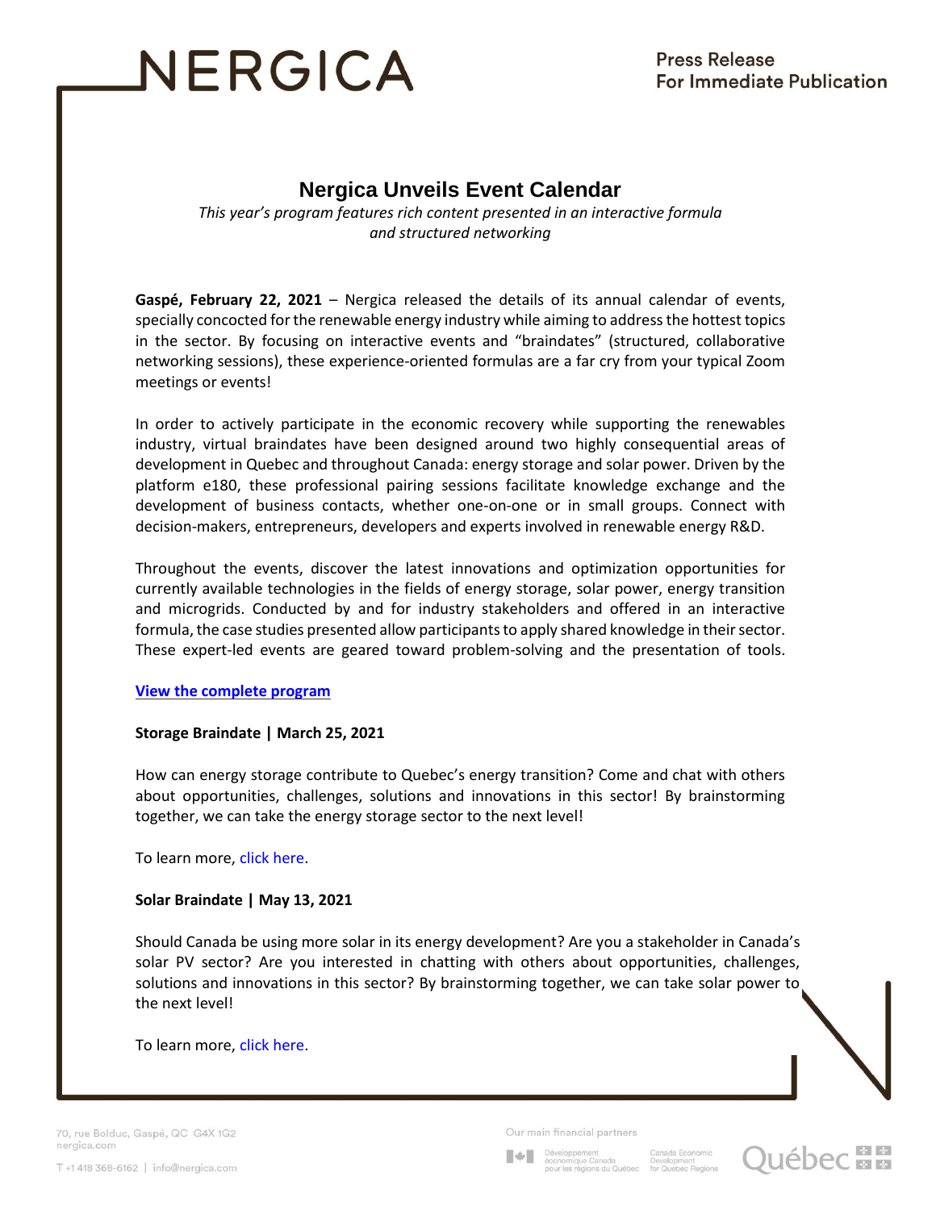# Nergica Unveils Event Calendar

*This year's program features rich content presented in an interactive formula and structured networking*

**Gaspé, February 22, 2021** – Nergica released the details of its annual calendar of events, specially concocted for the renewable energy industry while aiming to address the hottest topics in the sector. By focusing on interactive events and "braindates" (structured, collaborative networking sessions), these experience-oriented formulas are a far cry from your typical Zoom meetings or events!

In order to actively participate in the economic recovery while supporting the renewables industry, virtual braindates have been designed around two highly consequential areas of development in Quebec and throughout Canada: energy storage and solar power. Driven by the platform e180, these professional pairing sessions facilitate knowledge exchange and the development of business contacts, whether one-on-one or in small groups. Connect with decision-makers, entrepreneurs, developers and experts involved in renewable energy R&D.

Throughout the events, discover the latest innovations and optimization opportunities for currently available technologies in the fields of energy storage, solar power, energy transition and microgrids. Conducted by and for industry stakeholders and offered in an interactive formula, the case studies presented allow participants to apply shared knowledge in their sector. These expert-led events are geared toward problem-solving and the presentation of tools.

**View the complete program**

**Storage Braindate | March 25, 2021**

How can energy storage contribute to Quebec's energy transition? Come and chat with others about opportunities, challenges, solutions and innovations in this sector! By brainstorming together, we can take the energy storage sector to the next level!

To learn more, click here.

**Solar Braindate | May 13, 2021**

Should Canada be using more solar in its energy development? Are you a stakeholder in Canada's solar PV sector? Are you interested in chatting with others about opportunities, challenges, solutions and innovations in this sector? By brainstorming together, we can take solar power to the next level!

To learn more, click here.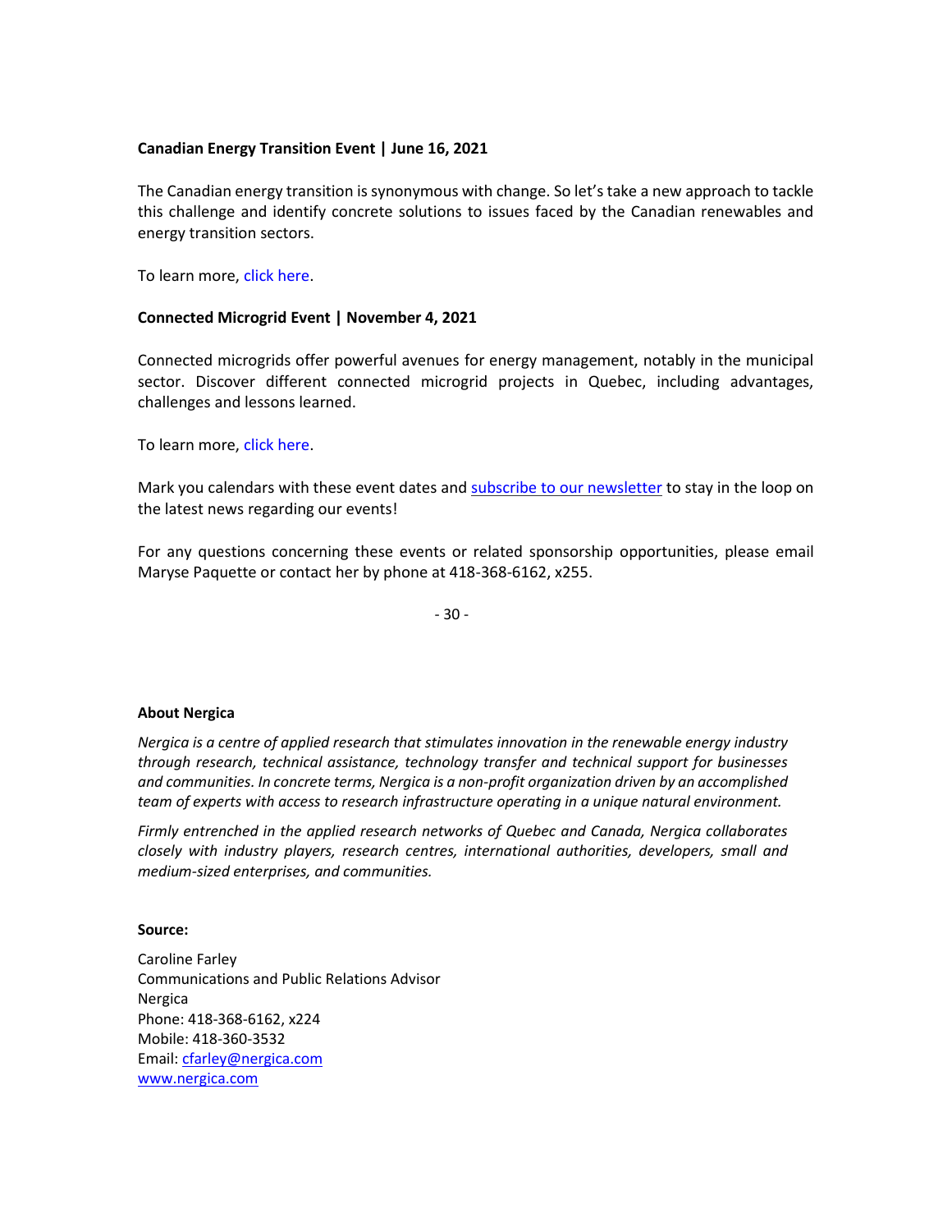**Canadian Energy Transition Event | June 16, 2021**

The Canadian energy transition is synonymous with change. So let's take a new approach to tackle this challenge and identify concrete solutions to issues faced by the Canadian renewables and energy transition sectors.

To learn more, click here.

**Connected Microgrid Event | November 4, 2021**

Connected microgrids offer powerful avenues for energy management, notably in the municipal sector. Discover different connected microgrid projects in Quebec, including advantages, challenges and lessons learned.

To learn more, click here.

Mark you calendars with these event dates and subscribe to our newsletter to stay in the loop on the latest news regarding our events!

For any questions concerning these events or related sponsorship opportunities, please email Maryse Paquette or contact her by phone at 418-368-6162, x255.

- 30 -

**About Nergica**

*Nergica is a centre of applied research that stimulates innovation in the renewable energy industry through research, technical assistance, technology transfer and technical support for businesses and communities. In concrete terms, Nergica is a non-profit organization driven by an accomplished team of experts with access to research infrastructure operating in a unique natural environment.*

*Firmly entrenched in the applied research networks of Quebec and Canada, Nergica collaborates closely with industry players, research centres, international authorities, developers, small and medium-sized enterprises, and communities.*

**Source:**

Caroline Farley
Communications and Public Relations Advisor
Nergica
Phone: 418-368-6162, x224
Mobile: 418-360-3532
Email: cfarley@nergica.com
www.nergica.com